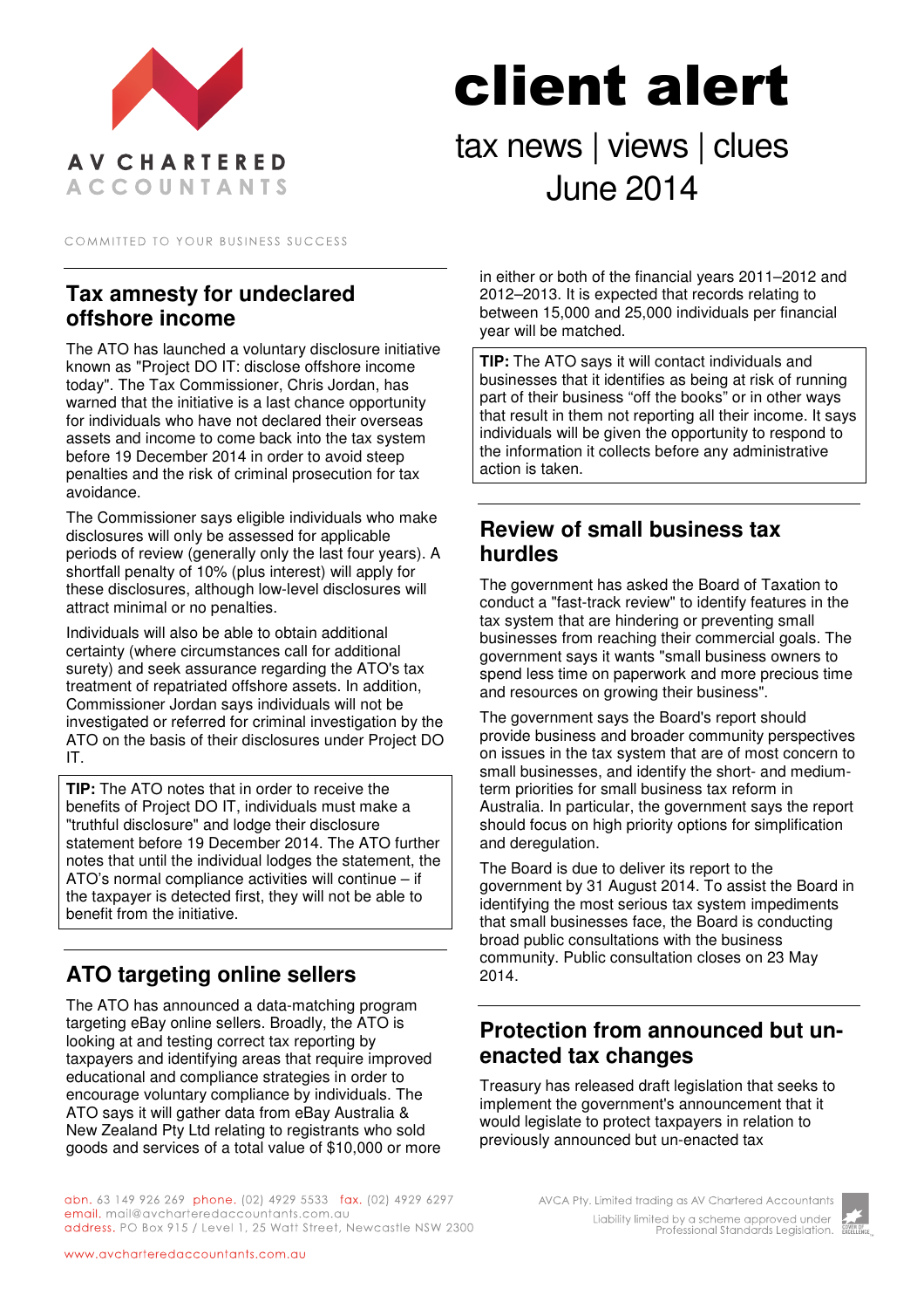AV CHARTERED ACCOUNTANTS

COMMITTED TO YOUR BUSINESS SUCCESS

# client alert

tax news | views | clues
June 2014

## Tax amnesty for undeclared offshore income

The ATO has launched a voluntary disclosure initiative known as "Project DO IT: disclose offshore income today". The Tax Commissioner, Chris Jordan, has warned that the initiative is a last chance opportunity for individuals who have not declared their overseas assets and income to come back into the tax system before 19 December 2014 in order to avoid steep penalties and the risk of criminal prosecution for tax avoidance.

The Commissioner says eligible individuals who make disclosures will only be assessed for applicable periods of review (generally only the last four years). A shortfall penalty of 10% (plus interest) will apply for these disclosures, although low-level disclosures will attract minimal or no penalties.

Individuals will also be able to obtain additional certainty (where circumstances call for additional surety) and seek assurance regarding the ATO's tax treatment of repatriated offshore assets. In addition, Commissioner Jordan says individuals will not be investigated or referred for criminal investigation by the ATO on the basis of their disclosures under Project DO IT.

**TIP:** The ATO notes that in order to receive the benefits of Project DO IT, individuals must make a "truthful disclosure" and lodge their disclosure statement before 19 December 2014. The ATO further notes that until the individual lodges the statement, the ATO's normal compliance activities will continue – if the taxpayer is detected first, they will not be able to benefit from the initiative.

## ATO targeting online sellers

The ATO has announced a data-matching program targeting eBay online sellers. Broadly, the ATO is looking at and testing correct tax reporting by taxpayers and identifying areas that require improved educational and compliance strategies in order to encourage voluntary compliance by individuals. The ATO says it will gather data from eBay Australia & New Zealand Pty Ltd relating to registrants who sold goods and services of a total value of $10,000 or more in either or both of the financial years 2011–2012 and 2012–2013. It is expected that records relating to between 15,000 and 25,000 individuals per financial year will be matched.

**TIP:** The ATO says it will contact individuals and businesses that it identifies as being at risk of running part of their business "off the books" or in other ways that result in them not reporting all their income. It says individuals will be given the opportunity to respond to the information it collects before any administrative action is taken.

## Review of small business tax hurdles

The government has asked the Board of Taxation to conduct a "fast-track review" to identify features in the tax system that are hindering or preventing small businesses from reaching their commercial goals. The government says it wants "small business owners to spend less time on paperwork and more precious time and resources on growing their business".

The government says the Board's report should provide business and broader community perspectives on issues in the tax system that are of most concern to small businesses, and identify the short- and medium-term priorities for small business tax reform in Australia. In particular, the government says the report should focus on high priority options for simplification and deregulation.

The Board is due to deliver its report to the government by 31 August 2014. To assist the Board in identifying the most serious tax system impediments that small businesses face, the Board is conducting broad public consultations with the business community. Public consultation closes on 23 May 2014.

## Protection from announced but un-enacted tax changes

Treasury has released draft legislation that seeks to implement the government's announcement that it would legislate to protect taxpayers in relation to previously announced but un-enacted tax

abn. 63 149 926 269 phone. (02) 4929 5533 fax. (02) 4929 6297
email. mail@avcharteredaccountants.com.au
address. PO Box 915 / Level 1, 25 Watt Street, Newcastle NSW 2300

www.avcharteredaccountants.com.au

AVCA Pty. Limited trading as AV Chartered Accountants
Liability limited by a scheme approved under Professional Standards Legislation.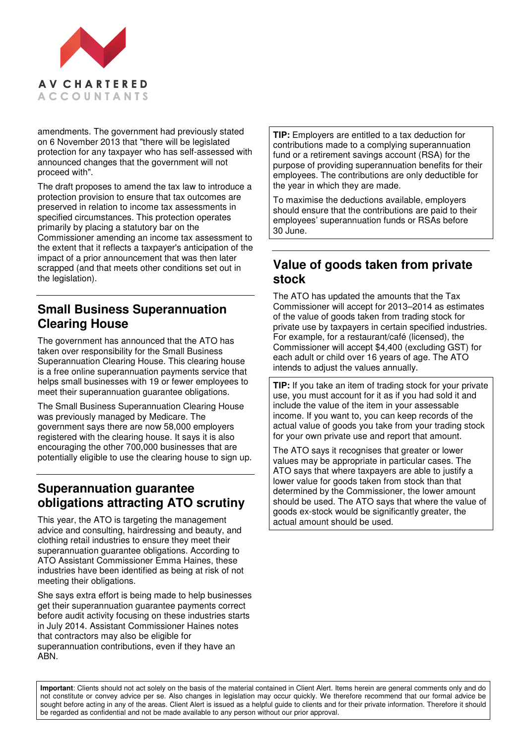amendments. The government had previously stated on 6 November 2013 that "there will be legislated protection for any taxpayer who has self-assessed with announced changes that the government will not proceed with".

The draft proposes to amend the tax law to introduce a protection provision to ensure that tax outcomes are preserved in relation to income tax assessments in specified circumstances. This protection operates primarily by placing a statutory bar on the Commissioner amending an income tax assessment to the extent that it reflects a taxpayer's anticipation of the impact of a prior announcement that was then later scrapped (and that meets other conditions set out in the legislation).

## Small Business Superannuation Clearing House

The government has announced that the ATO has taken over responsibility for the Small Business Superannuation Clearing House. This clearing house is a free online superannuation payments service that helps small businesses with 19 or fewer employees to meet their superannuation guarantee obligations.

The Small Business Superannuation Clearing House was previously managed by Medicare. The government says there are now 58,000 employers registered with the clearing house. It says it is also encouraging the other 700,000 businesses that are potentially eligible to use the clearing house to sign up.

## Superannuation guarantee obligations attracting ATO scrutiny

This year, the ATO is targeting the management advice and consulting, hairdressing and beauty, and clothing retail industries to ensure they meet their superannuation guarantee obligations. According to ATO Assistant Commissioner Emma Haines, these industries have been identified as being at risk of not meeting their obligations.

She says extra effort is being made to help businesses get their superannuation guarantee payments correct before audit activity focusing on these industries starts in July 2014. Assistant Commissioner Haines notes that contractors may also be eligible for superannuation contributions, even if they have an ABN.

**TIP:** Employers are entitled to a tax deduction for contributions made to a complying superannuation fund or a retirement savings account (RSA) for the purpose of providing superannuation benefits for their employees. The contributions are only deductible for the year in which they are made.

To maximise the deductions available, employers should ensure that the contributions are paid to their employees' superannuation funds or RSAs before 30 June.

## Value of goods taken from private stock

The ATO has updated the amounts that the Tax Commissioner will accept for 2013–2014 as estimates of the value of goods taken from trading stock for private use by taxpayers in certain specified industries. For example, for a restaurant/café (licensed), the Commissioner will accept $4,400 (excluding GST) for each adult or child over 16 years of age. The ATO intends to adjust the values annually.

**TIP:** If you take an item of trading stock for your private use, you must account for it as if you had sold it and include the value of the item in your assessable income. If you want to, you can keep records of the actual value of goods you take from your trading stock for your own private use and report that amount.

The ATO says it recognises that greater or lower values may be appropriate in particular cases. The ATO says that where taxpayers are able to justify a lower value for goods taken from stock than that determined by the Commissioner, the lower amount should be used. The ATO says that where the value of goods ex-stock would be significantly greater, the actual amount should be used.

**Important**: Clients should not act solely on the basis of the material contained in Client Alert. Items herein are general comments only and do not constitute or convey advice per se. Also changes in legislation may occur quickly. We therefore recommend that our formal advice be sought before acting in any of the areas. Client Alert is issued as a helpful guide to clients and for their private information. Therefore it should be regarded as confidential and not be made available to any person without our prior approval.